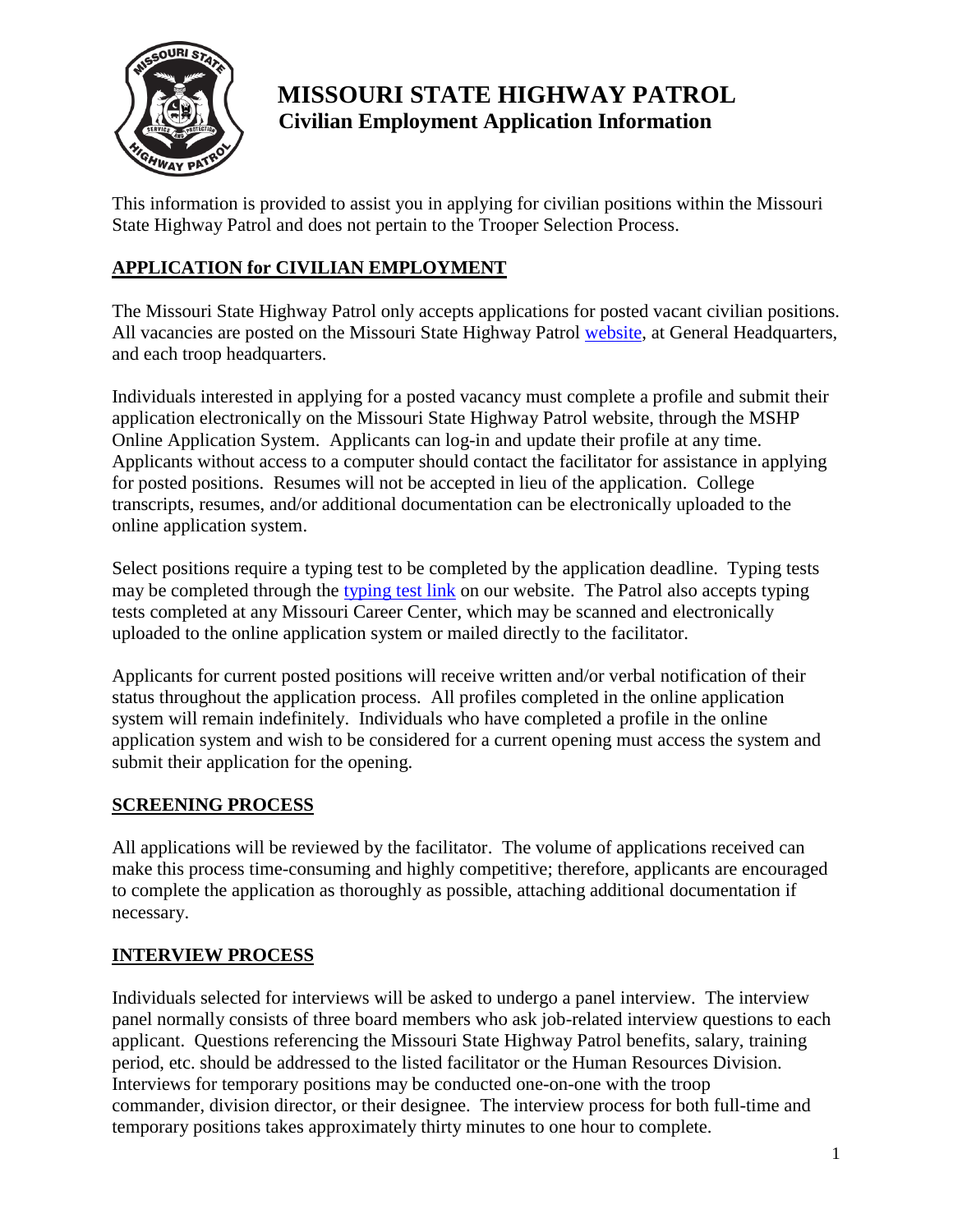# MISSOURI STATE HIGHWAY PATROL

## Civilian Employment Application Information

This information is provided to assist you in applying for civilian positions within the Missouri State Highway Patrol and does not pertain to the Trooper Selection Process.

## APPLICATION for CIVILIAN EMPLOYMENT

The Missouri State Highway Patrol only accepts applications for posted vacant civilian positions. All vacancies are posted on the Missouri State Highway Patrol website, at General Headquarters, and each troop headquarters.

Individuals interested in applying for a posted vacancy must complete a profile and submit their application electronically on the Missouri State Highway Patrol website, through the MSHP Online Application System. Applicants can log-in and update their profile at any time. Applicants without access to a computer should contact the facilitator for assistance in applying for posted positions. Resumes will not be accepted in lieu of the application. College transcripts, resumes, and/or additional documentation can be electronically uploaded to the online application system.

Select positions require a typing test to be completed by the application deadline. Typing tests may be completed through the typing test link on our website. The Patrol also accepts typing tests completed at any Missouri Career Center, which may be scanned and electronically uploaded to the online application system or mailed directly to the facilitator.

Applicants for current posted positions will receive written and/or verbal notification of their status throughout the application process. All profiles completed in the online application system will remain indefinitely. Individuals who have completed a profile in the online application system and wish to be considered for a current opening must access the system and submit their application for the opening.

## SCREENING PROCESS

All applications will be reviewed by the facilitator. The volume of applications received can make this process time-consuming and highly competitive; therefore, applicants are encouraged to complete the application as thoroughly as possible, attaching additional documentation if necessary.

## INTERVIEW PROCESS

Individuals selected for interviews will be asked to undergo a panel interview. The interview panel normally consists of three board members who ask job-related interview questions to each applicant. Questions referencing the Missouri State Highway Patrol benefits, salary, training period, etc. should be addressed to the listed facilitator or the Human Resources Division. Interviews for temporary positions may be conducted one-on-one with the troop commander, division director, or their designee. The interview process for both full-time and temporary positions takes approximately thirty minutes to one hour to complete.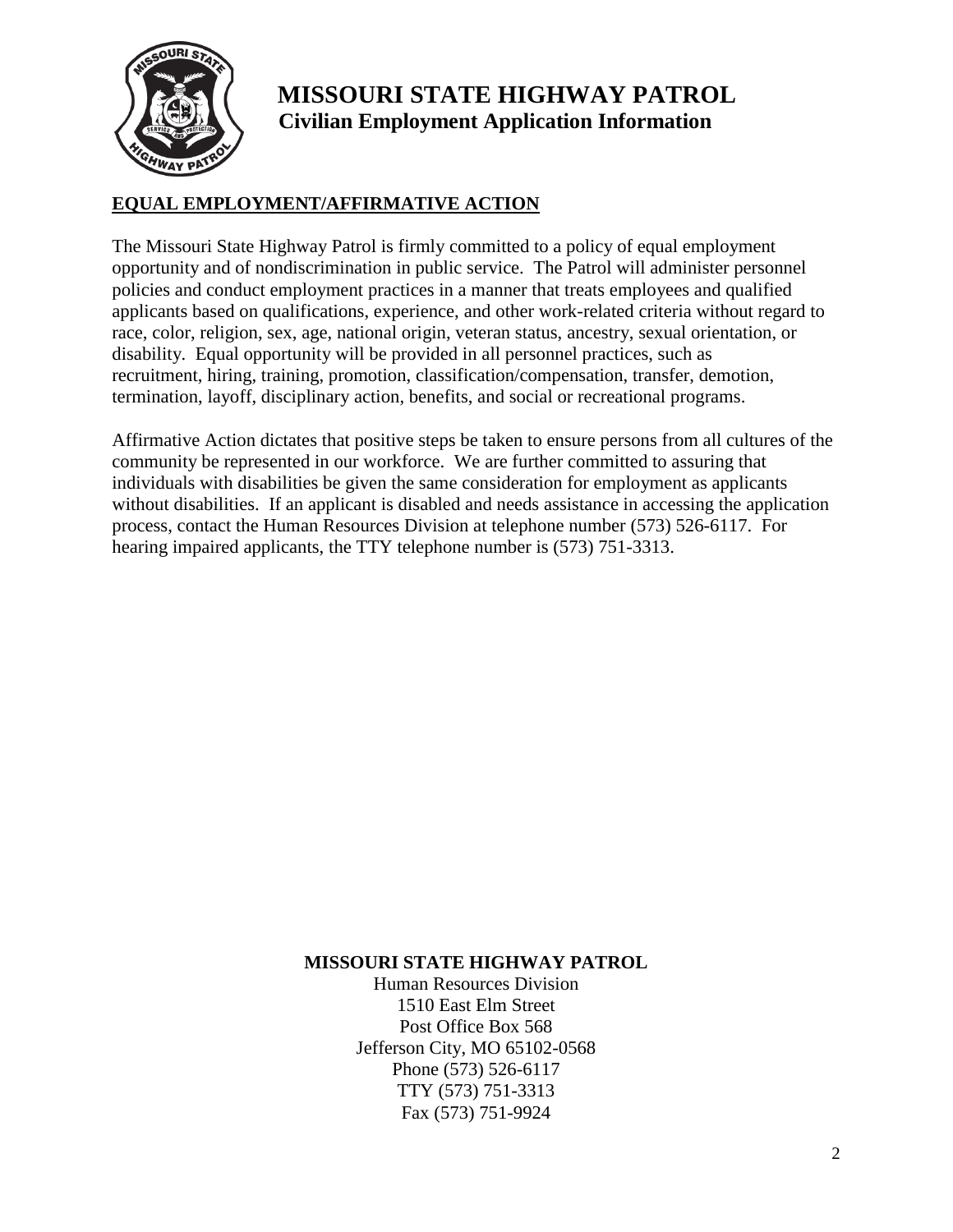# MISSOURI STATE HIGHWAY PATROL
## Civilian Employment Application Information

### EQUAL EMPLOYMENT/AFFIRMATIVE ACTION

The Missouri State Highway Patrol is firmly committed to a policy of equal employment opportunity and of nondiscrimination in public service. The Patrol will administer personnel policies and conduct employment practices in a manner that treats employees and qualified applicants based on qualifications, experience, and other work-related criteria without regard to race, color, religion, sex, age, national origin, veteran status, ancestry, sexual orientation, or disability. Equal opportunity will be provided in all personnel practices, such as recruitment, hiring, training, promotion, classification/compensation, transfer, demotion, termination, layoff, disciplinary action, benefits, and social or recreational programs.

Affirmative Action dictates that positive steps be taken to ensure persons from all cultures of the community be represented in our workforce. We are further committed to assuring that individuals with disabilities be given the same consideration for employment as applicants without disabilities. If an applicant is disabled and needs assistance in accessing the application process, contact the Human Resources Division at telephone number (573) 526-6117. For hearing impaired applicants, the TTY telephone number is (573) 751-3313.

**MISSOURI STATE HIGHWAY PATROL**
Human Resources Division
1510 East Elm Street
Post Office Box 568
Jefferson City, MO 65102-0568
Phone (573) 526-6117
TTY (573) 751-3313
Fax (573) 751-9924